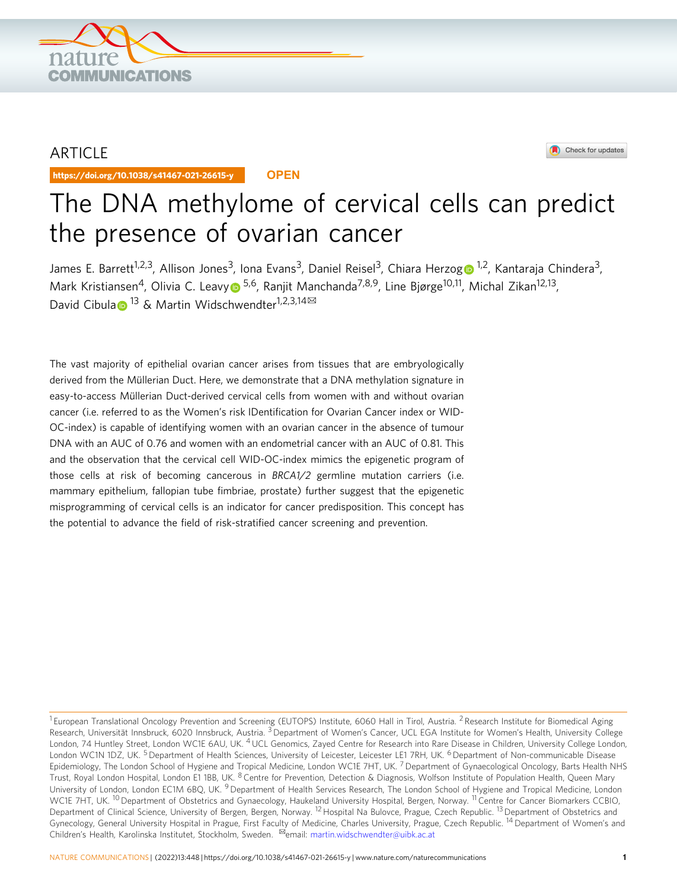ARTICLE

https://doi.org/10.1038/s41467-021-26615-y

OPEN

# The DNA methylome of cervical cells can predict the presence of ovarian cancer

James E. Barrett[1,2,3], Allison Jones[3], Iona Evans[3], Daniel Reisel[3], Chiara Herzog[1,2], Kantaraja Chindera[3], Mark Kristiansen[4], Olivia C. Leavy[5,6], Ranjit Manchanda[7,8,9], Line Bjørge[10,11], Michal Zikan[12,13], David Cibula[13] & Martin Widschwendter[1,2,3,14]✉

The vast majority of epithelial ovarian cancer arises from tissues that are embryologically derived from the Müllerian Duct. Here, we demonstrate that a DNA methylation signature in easy-to-access Müllerian Duct-derived cervical cells from women with and without ovarian cancer (i.e. referred to as the Women's risk IDentification for Ovarian Cancer index or WID-OC-index) is capable of identifying women with an ovarian cancer in the absence of tumour DNA with an AUC of 0.76 and women with an endometrial cancer with an AUC of 0.81. This and the observation that the cervical cell WID-OC-index mimics the epigenetic program of those cells at risk of becoming cancerous in *BRCA1/2* germline mutation carriers (i.e. mammary epithelium, fallopian tube fimbriae, prostate) further suggest that the epigenetic misprogramming of cervical cells is an indicator for cancer predisposition. This concept has the potential to advance the field of risk-stratified cancer screening and prevention.

[1] European Translational Oncology Prevention and Screening (EUTOPS) Institute, 6060 Hall in Tirol, Austria. [2] Research Institute for Biomedical Aging Research, Universität Innsbruck, 6020 Innsbruck, Austria. [3] Department of Women's Cancer, UCL EGA Institute for Women's Health, University College London, 74 Huntley Street, London WC1E 6AU, UK. [4] UCL Genomics, Zayed Centre for Research into Rare Disease in Children, University College London, London WC1N 1DZ, UK. [5] Department of Health Sciences, University of Leicester, Leicester LE1 7RH, UK. [6] Department of Non-communicable Disease Epidemiology, The London School of Hygiene and Tropical Medicine, London WC1E 7HT, UK. [7] Department of Gynaecological Oncology, Barts Health NHS Trust, Royal London Hospital, London E1 1BB, UK. [8] Centre for Prevention, Detection & Diagnosis, Wolfson Institute of Population Health, Queen Mary University of London, London EC1M 6BQ, UK. [9] Department of Health Services Research, The London School of Hygiene and Tropical Medicine, London WC1E 7HT, UK. [10] Department of Obstetrics and Gynaecology, Haukeland University Hospital, Bergen, Norway. [11] Centre for Cancer Biomarkers CCBIO, Department of Clinical Science, University of Bergen, Bergen, Norway. [12] Hospital Na Bulovce, Prague, Czech Republic. [13] Department of Obstetrics and Gynecology, General University Hospital in Prague, First Faculty of Medicine, Charles University, Prague, Czech Republic. [14] Department of Women's and Children's Health, Karolinska Institutet, Stockholm, Sweden. ✉email: martin.widschwendter@uibk.ac.at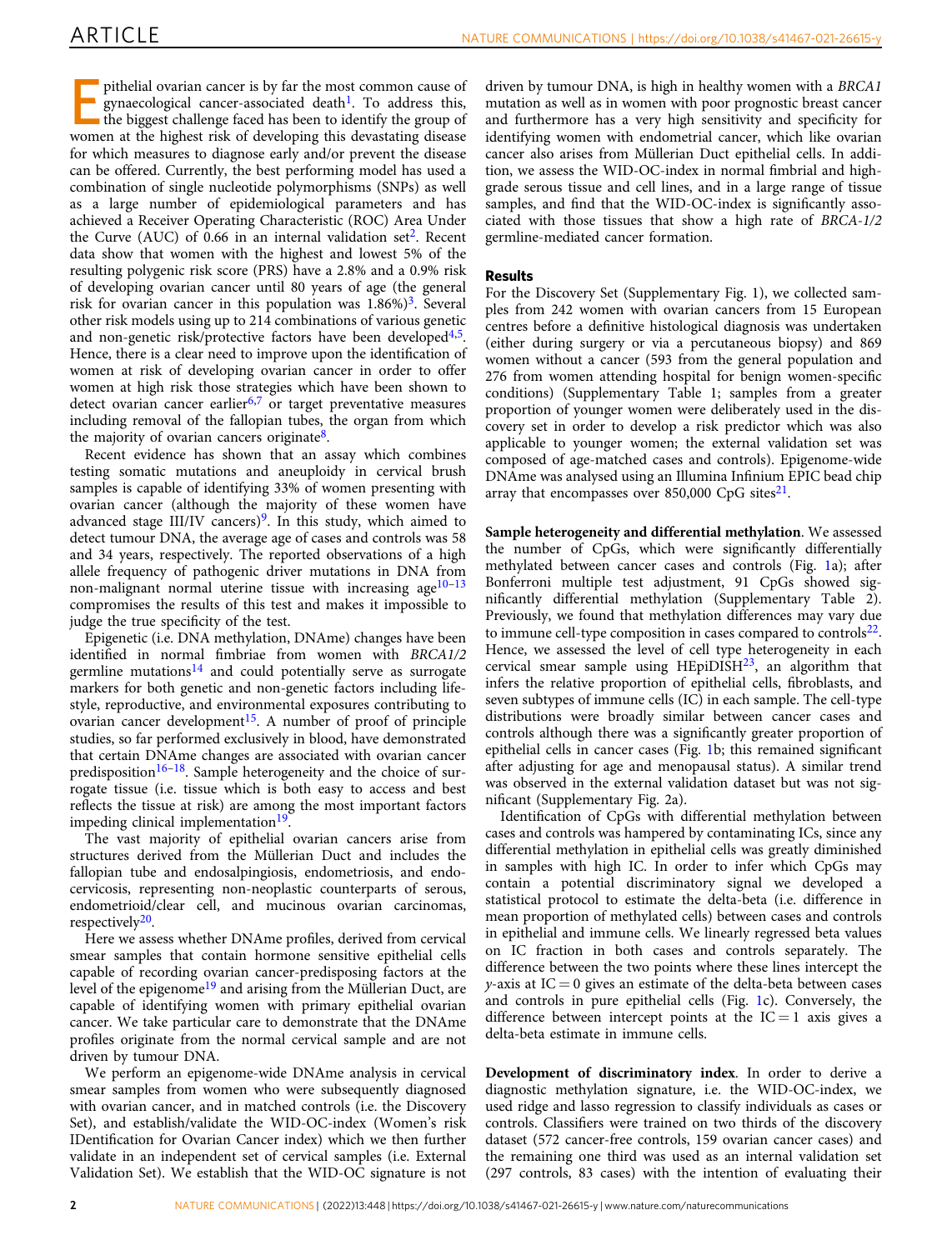Epithelial ovarian cancer is by far the most common cause of gynaecological cancer-associated death[1]. To address this, the biggest challenge faced has been to identify the group of women at the highest risk of developing this devastating disease for which measures to diagnose early and/or prevent the disease can be offered. Currently, the best performing model has used a combination of single nucleotide polymorphisms (SNPs) as well as a large number of epidemiological parameters and has achieved a Receiver Operating Characteristic (ROC) Area Under the Curve (AUC) of 0.66 in an internal validation set[2]. Recent data show that women with the highest and lowest 5% of the resulting polygenic risk score (PRS) have a 2.8% and a 0.9% risk of developing ovarian cancer until 80 years of age (the general risk for ovarian cancer in this population was 1.86%)[3]. Several other risk models using up to 214 combinations of various genetic and non-genetic risk/protective factors have been developed[4,5]. Hence, there is a clear need to improve upon the identification of women at risk of developing ovarian cancer in order to offer women at high risk those strategies which have been shown to detect ovarian cancer earlier[6,7] or target preventative measures including removal of the fallopian tubes, the organ from which the majority of ovarian cancers originate[8].

Recent evidence has shown that an assay which combines testing somatic mutations and aneuploidy in cervical brush samples is capable of identifying 33% of women presenting with ovarian cancer (although the majority of these women have advanced stage III/IV cancers)[9]. In this study, which aimed to detect tumour DNA, the average age of cases and controls was 58 and 34 years, respectively. The reported observations of a high allele frequency of pathogenic driver mutations in DNA from non-malignant normal uterine tissue with increasing age[10–13] compromises the results of this test and makes it impossible to judge the true specificity of the test.

Epigenetic (i.e. DNA methylation, DNAme) changes have been identified in normal fimbriae from women with *BRCA1/2* germline mutations[14] and could potentially serve as surrogate markers for both genetic and non-genetic factors including lifestyle, reproductive, and environmental exposures contributing to ovarian cancer development[15]. A number of proof of principle studies, so far performed exclusively in blood, have demonstrated that certain DNAme changes are associated with ovarian cancer predisposition[16–18]. Sample heterogeneity and the choice of surrogate tissue (i.e. tissue which is both easy to access and best reflects the tissue at risk) are among the most important factors impeding clinical implementation[19].

The vast majority of epithelial ovarian cancers arise from structures derived from the Müllerian Duct and includes the fallopian tube and endosalpingiosis, endometriosis, and endocervicosis, representing non-neoplastic counterparts of serous, endometrioid/clear cell, and mucinous ovarian carcinomas, respectively[20].

Here we assess whether DNAme profiles, derived from cervical smear samples that contain hormone sensitive epithelial cells capable of recording ovarian cancer-predisposing factors at the level of the epigenome[19] and arising from the Müllerian Duct, are capable of identifying women with primary epithelial ovarian cancer. We take particular care to demonstrate that the DNAme profiles originate from the normal cervical sample and are not driven by tumour DNA.

We perform an epigenome-wide DNAme analysis in cervical smear samples from women who were subsequently diagnosed with ovarian cancer, and in matched controls (i.e. the Discovery Set), and establish/validate the WID-OC-index (Women's risk IDentification for Ovarian Cancer index) which we then further validate in an independent set of cervical samples (i.e. External Validation Set). We establish that the WID-OC signature is not driven by tumour DNA, is high in healthy women with a *BRCA1* mutation as well as in women with poor prognostic breast cancer and furthermore has a very high sensitivity and specificity for identifying women with endometrial cancer, which like ovarian cancer also arises from Müllerian Duct epithelial cells. In addition, we assess the WID-OC-index in normal fimbrial and high-grade serous tissue and cell lines, and in a large range of tissue samples, and find that the WID-OC-index is significantly associated with those tissues that show a high rate of *BRCA-1/2* germline-mediated cancer formation.

## Results

For the Discovery Set (Supplementary Fig. 1), we collected samples from 242 women with ovarian cancers from 15 European centres before a definitive histological diagnosis was undertaken (either during surgery or via a percutaneous biopsy) and 869 women without a cancer (593 from the general population and 276 from women attending hospital for benign women-specific conditions) (Supplementary Table 1; samples from a greater proportion of younger women were deliberately used in the discovery set in order to develop a risk predictor which was also applicable to younger women; the external validation set was composed of age-matched cases and controls). Epigenome-wide DNAme was analysed using an Illumina Infinium EPIC bead chip array that encompasses over 850,000 CpG sites[21].

**Sample heterogeneity and differential methylation**. We assessed the number of CpGs, which were significantly differentially methylated between cancer cases and controls (Fig. 1a); after Bonferroni multiple test adjustment, 91 CpGs showed significantly differential methylation (Supplementary Table 2). Previously, we found that methylation differences may vary due to immune cell-type composition in cases compared to controls[22]. Hence, we assessed the level of cell type heterogeneity in each cervical smear sample using HEpiDISH[23], an algorithm that infers the relative proportion of epithelial cells, fibroblasts, and seven subtypes of immune cells (IC) in each sample. The cell-type distributions were broadly similar between cancer cases and controls although there was a significantly greater proportion of epithelial cells in cancer cases (Fig. 1b; this remained significant after adjusting for age and menopausal status). A similar trend was observed in the external validation dataset but was not significant (Supplementary Fig. 2a).

Identification of CpGs with differential methylation between cases and controls was hampered by contaminating ICs, since any differential methylation in epithelial cells was greatly diminished in samples with high IC. In order to infer which CpGs may contain a potential discriminatory signal we developed a statistical protocol to estimate the delta-beta (i.e. difference in mean proportion of methylated cells) between cases and controls in epithelial and immune cells. We linearly regressed beta values on IC fraction in both cases and controls separately. The difference between the two points where these lines intercept the *y*-axis at IC = 0 gives an estimate of the delta-beta between cases and controls in pure epithelial cells (Fig. 1c). Conversely, the difference between intercept points at the IC = 1 axis gives a delta-beta estimate in immune cells.

**Development of discriminatory index**. In order to derive a diagnostic methylation signature, i.e. the WID-OC-index, we used ridge and lasso regression to classify individuals as cases or controls. Classifiers were trained on two thirds of the discovery dataset (572 cancer-free controls, 159 ovarian cancer cases) and the remaining one third was used as an internal validation set (297 controls, 83 cases) with the intention of evaluating their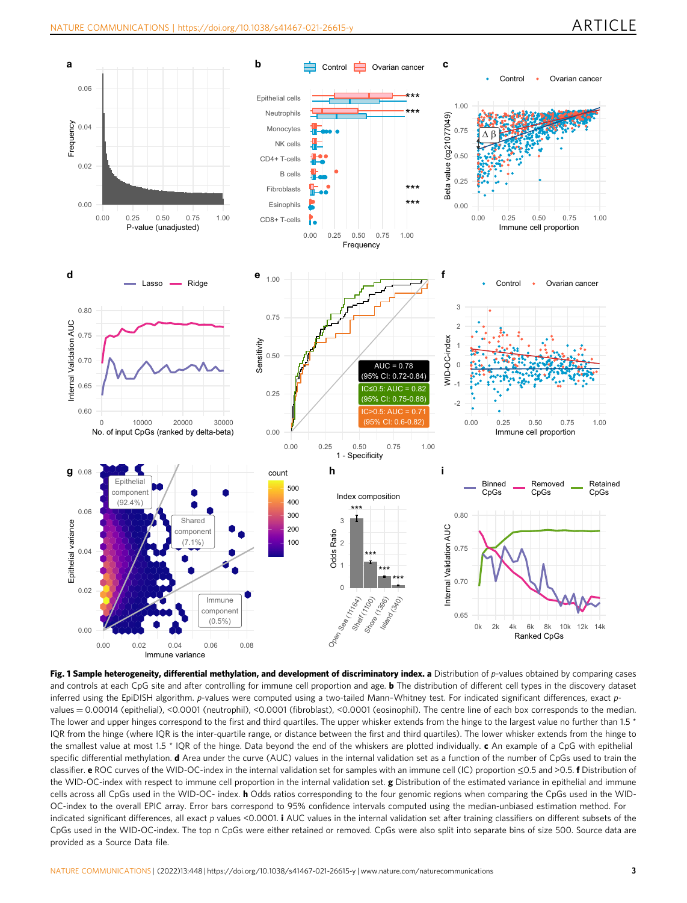**Fig. 1 Sample heterogeneity, differential methylation, and development of discriminatory index.** **a** Distribution of *p*-values obtained by comparing cases and controls at each CpG site and after controlling for immune cell proportion and age. **b** The distribution of different cell types in the discovery dataset inferred using the EpiDISH algorithm. *p*-values were computed using a two-tailed Mann–Whitney test. For indicated significant differences, exact *p*-values = 0.00014 (epithelial), <0.0001 (neutrophil), <0.0001 (fibroblast), <0.0001 (eosinophil). The centre line of each box corresponds to the median. The lower and upper hinges correspond to the first and third quartiles. The upper whisker extends from the hinge to the largest value no further than 1.5 * IQR from the hinge (where IQR is the inter-quartile range, or distance between the first and third quartiles). The lower whisker extends from the hinge to the smallest value at most 1.5 * IQR of the hinge. Data beyond the end of the whiskers are plotted individually. **c** An example of a CpG with epithelial specific differential methylation. **d** Area under the curve (AUC) values in the internal validation set as a function of the number of CpGs used to train the classifier. **e** ROC curves of the WID-OC-index in the internal validation set for samples with an immune cell (IC) proportion ≤0.5 and >0.5. **f** Distribution of the WID-OC-index with respect to immune cell proportion in the internal validation set. **g** Distribution of the estimated variance in epithelial and immune cells across all CpGs used in the WID-OC- index. **h** Odds ratios corresponding to the four genomic regions when comparing the CpGs used in the WID-OC-index to the overall EPIC array. Error bars correspond to 95% confidence intervals computed using the median-unbiased estimation method. For indicated significant differences, all exact *p* values <0.0001. **i** AUC values in the internal validation set after training classifiers on different subsets of the CpGs used in the WID-OC-index. The top n CpGs were either retained or removed. CpGs were also split into separate bins of size 500. Source data are provided as a Source Data file.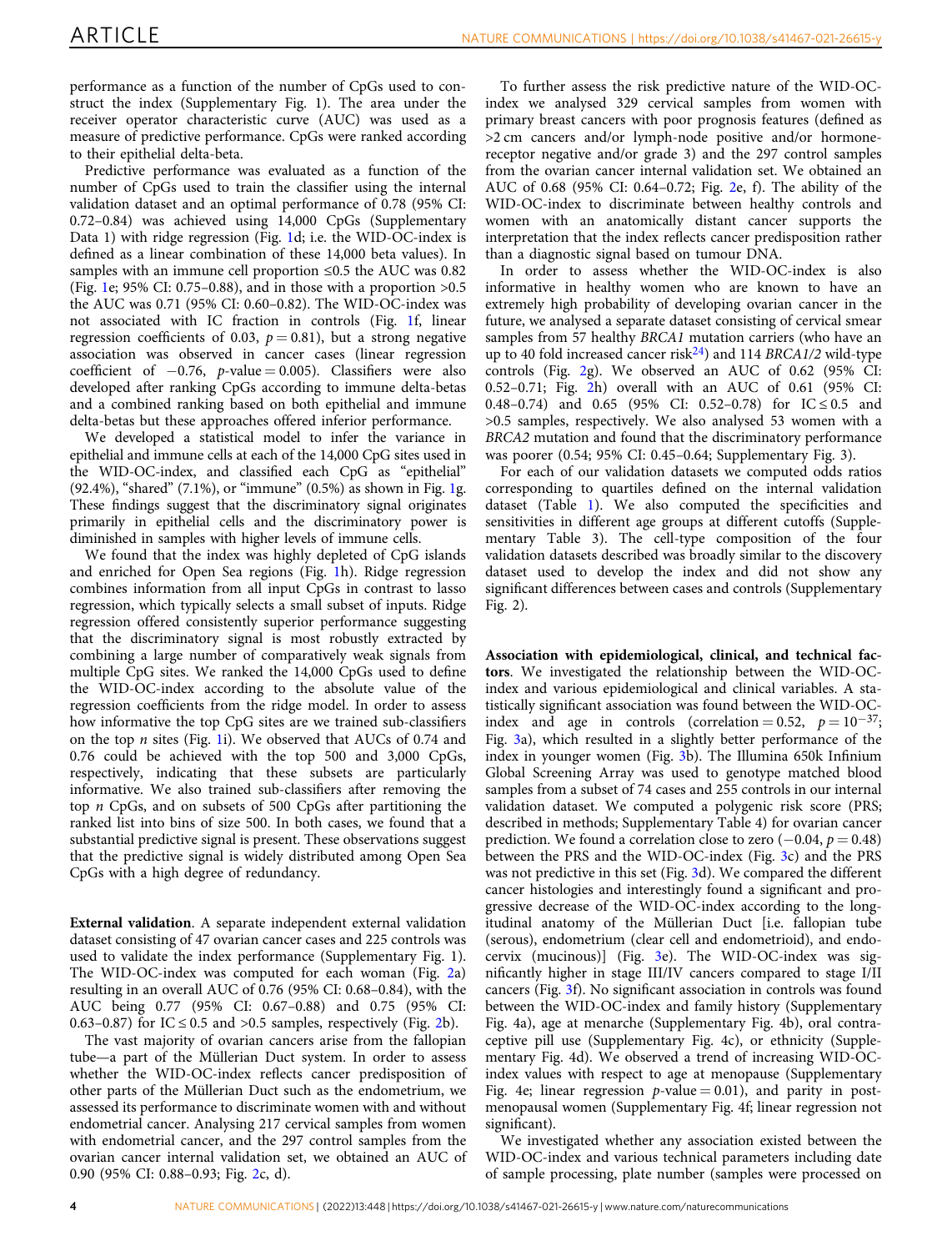performance as a function of the number of CpGs used to construct the index (Supplementary Fig. 1). The area under the receiver operator characteristic curve (AUC) was used as a measure of predictive performance. CpGs were ranked according to their epithelial delta-beta.

Predictive performance was evaluated as a function of the number of CpGs used to train the classifier using the internal validation dataset and an optimal performance of 0.78 (95% CI: 0.72–0.84) was achieved using 14,000 CpGs (Supplementary Data 1) with ridge regression (Fig. 1d; i.e. the WID-OC-index is defined as a linear combination of these 14,000 beta values). In samples with an immune cell proportion ≤0.5 the AUC was 0.82 (Fig. 1e; 95% CI: 0.75–0.88), and in those with a proportion >0.5 the AUC was 0.71 (95% CI: 0.60–0.82). The WID-OC-index was not associated with IC fraction in controls (Fig. 1f, linear regression coefficients of 0.03, $p = 0.81$), but a strong negative association was observed in cancer cases (linear regression coefficient of −0.76, $p$-value = 0.005). Classifiers were also developed after ranking CpGs according to immune delta-betas and a combined ranking based on both epithelial and immune delta-betas but these approaches offered inferior performance.

We developed a statistical model to infer the variance in epithelial and immune cells at each of the 14,000 CpG sites used in the WID-OC-index, and classified each CpG as "epithelial" (92.4%), "shared" (7.1%), or "immune" (0.5%) as shown in Fig. 1g. These findings suggest that the discriminatory signal originates primarily in epithelial cells and the discriminatory power is diminished in samples with higher levels of immune cells.

We found that the index was highly depleted of CpG islands and enriched for Open Sea regions (Fig. 1h). Ridge regression combines information from all input CpGs in contrast to lasso regression, which typically selects a small subset of inputs. Ridge regression offered consistently superior performance suggesting that the discriminatory signal is most robustly extracted by combining a large number of comparatively weak signals from multiple CpG sites. We ranked the 14,000 CpGs used to define the WID-OC-index according to the absolute value of the regression coefficients from the ridge model. In order to assess how informative the top CpG sites are we trained sub-classifiers on the top $n$ sites (Fig. 1i). We observed that AUCs of 0.74 and 0.76 could be achieved with the top 500 and 3,000 CpGs, respectively, indicating that these subsets are particularly informative. We also trained sub-classifiers after removing the top $n$ CpGs, and on subsets of 500 CpGs after partitioning the ranked list into bins of size 500. In both cases, we found that a substantial predictive signal is present. These observations suggest that the predictive signal is widely distributed among Open Sea CpGs with a high degree of redundancy.

**External validation**. A separate independent external validation dataset consisting of 47 ovarian cancer cases and 225 controls was used to validate the index performance (Supplementary Fig. 1). The WID-OC-index was computed for each woman (Fig. 2a) resulting in an overall AUC of 0.76 (95% CI: 0.68–0.84), with the AUC being 0.77 (95% CI: 0.67–0.88) and 0.75 (95% CI: 0.63–0.87) for IC ≤ 0.5 and >0.5 samples, respectively (Fig. 2b).

The vast majority of ovarian cancers arise from the fallopian tube—a part of the Müllerian Duct system. In order to assess whether the WID-OC-index reflects cancer predisposition of other parts of the Müllerian Duct such as the endometrium, we assessed its performance to discriminate women with and without endometrial cancer. Analysing 217 cervical samples from women with endometrial cancer, and the 297 control samples from the ovarian cancer internal validation set, we obtained an AUC of 0.90 (95% CI: 0.88–0.93; Fig. 2c, d).

To further assess the risk predictive nature of the WID-OC-index we analysed 329 cervical samples from women with primary breast cancers with poor prognosis features (defined as >2 cm cancers and/or lymph-node positive and/or hormone-receptor negative and/or grade 3) and the 297 control samples from the ovarian cancer internal validation set. We obtained an AUC of 0.68 (95% CI: 0.64–0.72; Fig. 2e, f). The ability of the WID-OC-index to discriminate between healthy controls and women with an anatomically distant cancer supports the interpretation that the index reflects cancer predisposition rather than a diagnostic signal based on tumour DNA.

In order to assess whether the WID-OC-index is also informative in healthy women who are known to have an extremely high probability of developing ovarian cancer in the future, we analysed a separate dataset consisting of cervical smear samples from 57 healthy *BRCA1* mutation carriers (who have an up to 40 fold increased cancer risk[24]) and 114 *BRCA1/2* wild-type controls (Fig. 2g). We observed an AUC of 0.62 (95% CI: 0.52–0.71; Fig. 2h) overall with an AUC of 0.61 (95% CI: 0.48–0.74) and 0.65 (95% CI: 0.52–0.78) for IC ≤ 0.5 and >0.5 samples, respectively. We also analysed 53 women with a *BRCA2* mutation and found that the discriminatory performance was poorer (0.54; 95% CI: 0.45–0.64; Supplementary Fig. 3).

For each of our validation datasets we computed odds ratios corresponding to quartiles defined on the internal validation dataset (Table 1). We also computed the specificities and sensitivities in different age groups at different cutoffs (Supplementary Table 3). The cell-type composition of the four validation datasets described was broadly similar to the discovery dataset used to develop the index and did not show any significant differences between cases and controls (Supplementary Fig. 2).

**Association with epidemiological, clinical, and technical factors**. We investigated the relationship between the WID-OC-index and various epidemiological and clinical variables. A statistically significant association was found between the WID-OC-index and age in controls (correlation = 0.52, $p = 10^{-37}$; Fig. 3a), which resulted in a slightly better performance of the index in younger women (Fig. 3b). The Illumina 650k Infinium Global Screening Array was used to genotype matched blood samples from a subset of 74 cases and 255 controls in our internal validation dataset. We computed a polygenic risk score (PRS; described in methods; Supplementary Table 4) for ovarian cancer prediction. We found a correlation close to zero (−0.04, $p = 0.48$) between the PRS and the WID-OC-index (Fig. 3c) and the PRS was not predictive in this set (Fig. 3d). We compared the different cancer histologies and interestingly found a significant and progressive decrease of the WID-OC-index according to the longitudinal anatomy of the Müllerian Duct [i.e. fallopian tube (serous), endometrium (clear cell and endometrioid), and endocervix (mucinous)] (Fig. 3e). The WID-OC-index was significantly higher in stage III/IV cancers compared to stage I/II cancers (Fig. 3f). No significant association in controls was found between the WID-OC-index and family history (Supplementary Fig. 4a), age at menarche (Supplementary Fig. 4b), oral contraceptive pill use (Supplementary Fig. 4c), or ethnicity (Supplementary Fig. 4d). We observed a trend of increasing WID-OC-index values with respect to age at menopause (Supplementary Fig. 4e; linear regression $p$-value = 0.01), and parity in postmenopausal women (Supplementary Fig. 4f; linear regression not significant).

We investigated whether any association existed between the WID-OC-index and various technical parameters including date of sample processing, plate number (samples were processed on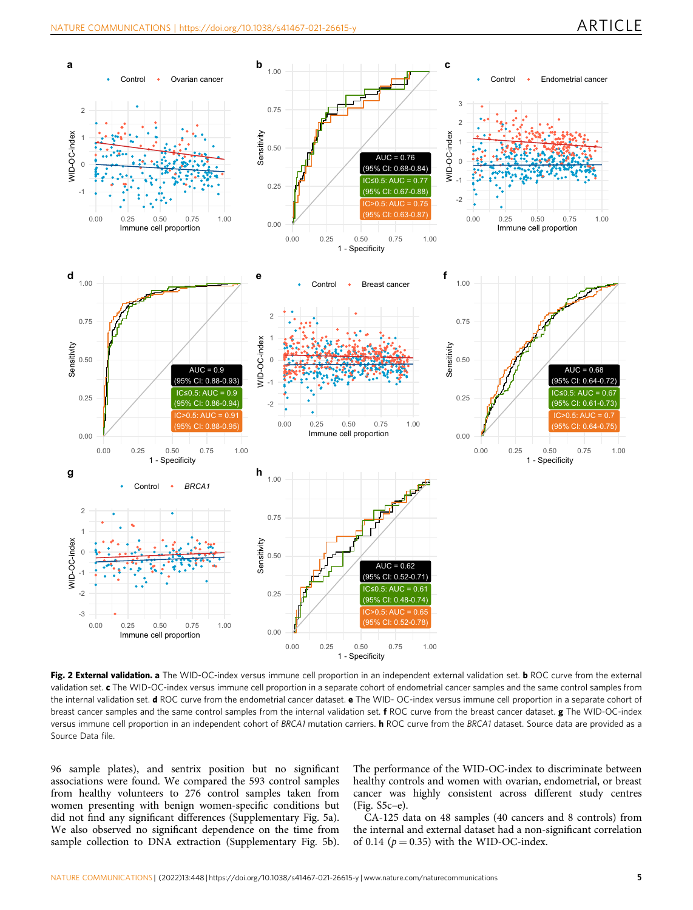**Fig. 2 External validation. a** The WID-OC-index versus immune cell proportion in an independent external validation set. **b** ROC curve from the external validation set. **c** The WID-OC-index versus immune cell proportion in a separate cohort of endometrial cancer samples and the same control samples from the internal validation set. **d** ROC curve from the endometrial cancer dataset. **e** The WID- OC-index versus immune cell proportion in a separate cohort of breast cancer samples and the same control samples from the internal validation set. **f** ROC curve from the breast cancer dataset. **g** The WID-OC-index versus immune cell proportion in an independent cohort of *BRCA1* mutation carriers. **h** ROC curve from the *BRCA1* dataset. Source data are provided as a Source Data file.

96 sample plates), and sentrix position but no significant associations were found. We compared the 593 control samples from healthy volunteers to 276 control samples taken from women presenting with benign women-specific conditions but did not find any significant differences (Supplementary Fig. 5a). We also observed no significant dependence on the time from sample collection to DNA extraction (Supplementary Fig. 5b). The performance of the WID-OC-index to discriminate between healthy controls and women with ovarian, endometrial, or breast cancer was highly consistent across different study centres (Fig. S5c–e).

CA-125 data on 48 samples (40 cancers and 8 controls) from the internal and external dataset had a non-significant correlation of 0.14 ($p = 0.35$) with the WID-OC-index.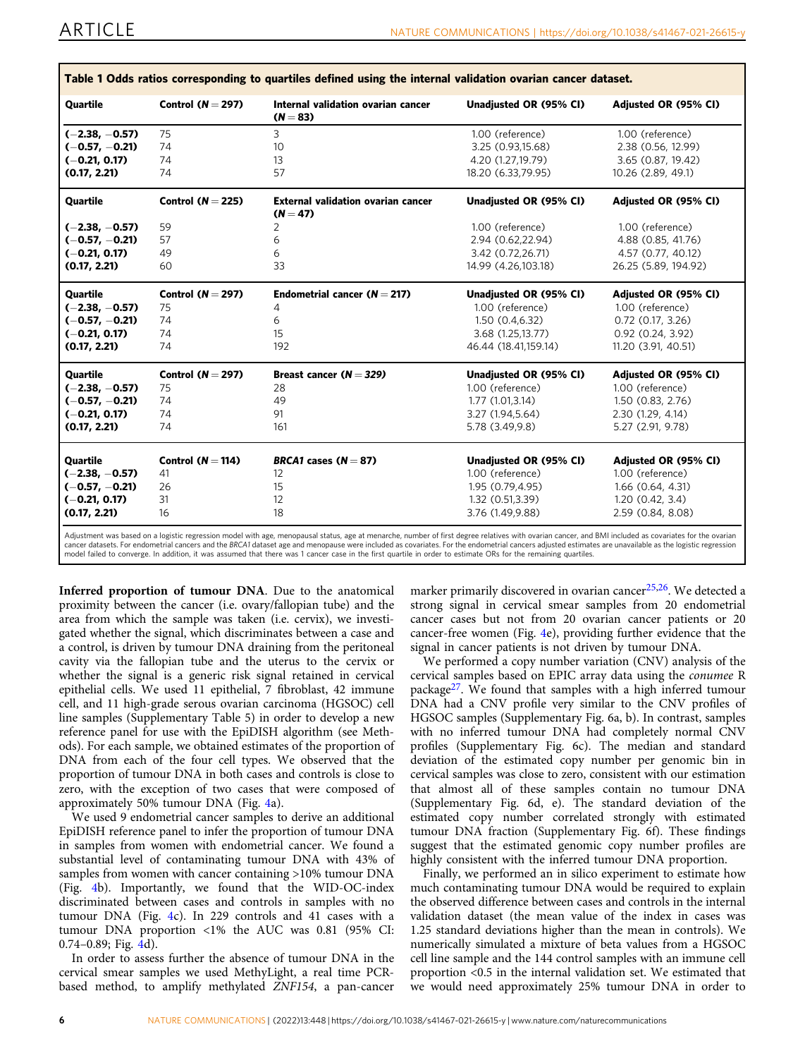**Table 1 Odds ratios corresponding to quartiles defined using the internal validation ovarian cancer dataset.**

| Quartile | Control (N = 297) | Internal validation ovarian cancer (N = 83) | Unadjusted OR (95% CI) | Adjusted OR (95% CI) |
|---|---|---|---|---|
| **(−2.38, −0.57)** | 75 | 3 | 1.00 (reference) | 1.00 (reference) |
| **(−0.57, −0.21)** | 74 | 10 | 3.25 (0.93,15.68) | 2.38 (0.56, 12.99) |
| **(−0.21, 0.17)** | 74 | 13 | 4.20 (1.27,19.79) | 3.65 (0.87, 19.42) |
| **(0.17, 2.21)** | 74 | 57 | 18.20 (6.33,79.95) | 10.26 (2.89, 49.1) |
| **Quartile** | **Control (N = 225)** | **External validation ovarian cancer (N = 47)** | **Unadjusted OR (95% CI)** | **Adjusted OR (95% CI)** |
| **(−2.38, −0.57)** | 59 | 2 | 1.00 (reference) | 1.00 (reference) |
| **(−0.57, −0.21)** | 57 | 6 | 2.94 (0.62,22.94) | 4.88 (0.85, 41.76) |
| **(−0.21, 0.17)** | 49 | 6 | 3.42 (0.72,26.71) | 4.57 (0.77, 40.12) |
| **(0.17, 2.21)** | 60 | 33 | 14.99 (4.26,103.18) | 26.25 (5.89, 194.92) |
| **Quartile** | **Control (N = 297)** | **Endometrial cancer (N = 217)** | **Unadjusted OR (95% CI)** | **Adjusted OR (95% CI)** |
| **(−2.38, −0.57)** | 75 | 4 | 1.00 (reference) | 1.00 (reference) |
| **(−0.57, −0.21)** | 74 | 6 | 1.50 (0.4,6.32) | 0.72 (0.17, 3.26) |
| **(−0.21, 0.17)** | 74 | 15 | 3.68 (1.25,13.77) | 0.92 (0.24, 3.92) |
| **(0.17, 2.21)** | 74 | 192 | 46.44 (18.41,159.14) | 11.20 (3.91, 40.51) |
| **Quartile** | **Control (N = 297)** | **Breast cancer (N = *329*)** | **Unadjusted OR (95% CI)** | **Adjusted OR (95% CI)** |
| **(−2.38, −0.57)** | 75 | 28 | 1.00 (reference) | 1.00 (reference) |
| **(−0.57, −0.21)** | 74 | 49 | 1.77 (1.01,3.14) | 1.50 (0.83, 2.76) |
| **(−0.21, 0.17)** | 74 | 91 | 3.27 (1.94,5.64) | 2.30 (1.29, 4.14) |
| **(0.17, 2.21)** | 74 | 161 | 5.78 (3.49,9.8) | 5.27 (2.91, 9.78) |
| **Quartile** | **Control (N = 114)** | ***BRCA1* cases (N = 87)** | **Unadjusted OR (95% CI)** | **Adjusted OR (95% CI)** |
| **(−2.38, −0.57)** | 41 | 12 | 1.00 (reference) | 1.00 (reference) |
| **(−0.57, −0.21)** | 26 | 15 | 1.95 (0.79,4.95) | 1.66 (0.64, 4.31) |
| **(−0.21, 0.17)** | 31 | 12 | 1.32 (0.51,3.39) | 1.20 (0.42, 3.4) |
| **(0.17, 2.21)** | 16 | 18 | 3.76 (1.49,9.88) | 2.59 (0.84, 8.08) |

Adjustment was based on a logistic regression model with age, menopausal status, age at menarche, number of first degree relatives with ovarian cancer, and BMI included as covariates for the ovarian cancer datasets. For endometrial cancers and the *BRCA1* dataset age and menopause were included as covariates. For the endometrial cancers adjusted estimates are unavailable as the logistic regression model failed to converge. In addition, it was assumed that there was 1 cancer case in the first quartile in order to estimate ORs for the remaining quartiles.

**Inferred proportion of tumour DNA**. Due to the anatomical proximity between the cancer (i.e. ovary/fallopian tube) and the area from which the sample was taken (i.e. cervix), we investigated whether the signal, which discriminates between a case and a control, is driven by tumour DNA draining from the peritoneal cavity via the fallopian tube and the uterus to the cervix or whether the signal is a generic risk signal retained in cervical epithelial cells. We used 11 epithelial, 7 fibroblast, 42 immune cell, and 11 high-grade serous ovarian carcinoma (HGSOC) cell line samples (Supplementary Table 5) in order to develop a new reference panel for use with the EpiDISH algorithm (see Methods). For each sample, we obtained estimates of the proportion of DNA from each of the four cell types. We observed that the proportion of tumour DNA in both cases and controls is close to zero, with the exception of two cases that were composed of approximately 50% tumour DNA (Fig. 4a).

We used 9 endometrial cancer samples to derive an additional EpiDISH reference panel to infer the proportion of tumour DNA in samples from women with endometrial cancer. We found a substantial level of contaminating tumour DNA with 43% of samples from women with cancer containing >10% tumour DNA (Fig. 4b). Importantly, we found that the WID-OC-index discriminated between cases and controls in samples with no tumour DNA (Fig. 4c). In 229 controls and 41 cases with a tumour DNA proportion <1% the AUC was 0.81 (95% CI: 0.74–0.89; Fig. 4d).

In order to assess further the absence of tumour DNA in the cervical smear samples we used MethyLight, a real time PCR-based method, to amplify methylated *ZNF154*, a pan-cancer marker primarily discovered in ovarian cancer[25,26]. We detected a strong signal in cervical smear samples from 20 endometrial cancer cases but not from 20 ovarian cancer patients or 20 cancer-free women (Fig. 4e), providing further evidence that the signal in cancer patients is not driven by tumour DNA.

We performed a copy number variation (CNV) analysis of the cervical samples based on EPIC array data using the *conumee* R package[27]. We found that samples with a high inferred tumour DNA had a CNV profile very similar to the CNV profiles of HGSOC samples (Supplementary Fig. 6a, b). In contrast, samples with no inferred tumour DNA had completely normal CNV profiles (Supplementary Fig. 6c). The median and standard deviation of the estimated copy number per genomic bin in cervical samples was close to zero, consistent with our estimation that almost all of these samples contain no tumour DNA (Supplementary Fig. 6d, e). The standard deviation of the estimated copy number correlated strongly with estimated tumour DNA fraction (Supplementary Fig. 6f). These findings suggest that the estimated genomic copy number profiles are highly consistent with the inferred tumour DNA proportion.

Finally, we performed an in silico experiment to estimate how much contaminating tumour DNA would be required to explain the observed difference between cases and controls in the internal validation dataset (the mean value of the index in cases was 1.25 standard deviations higher than the mean in controls). We numerically simulated a mixture of beta values from a HGSOC cell line sample and the 144 control samples with an immune cell proportion <0.5 in the internal validation set. We estimated that we would need approximately 25% tumour DNA in order to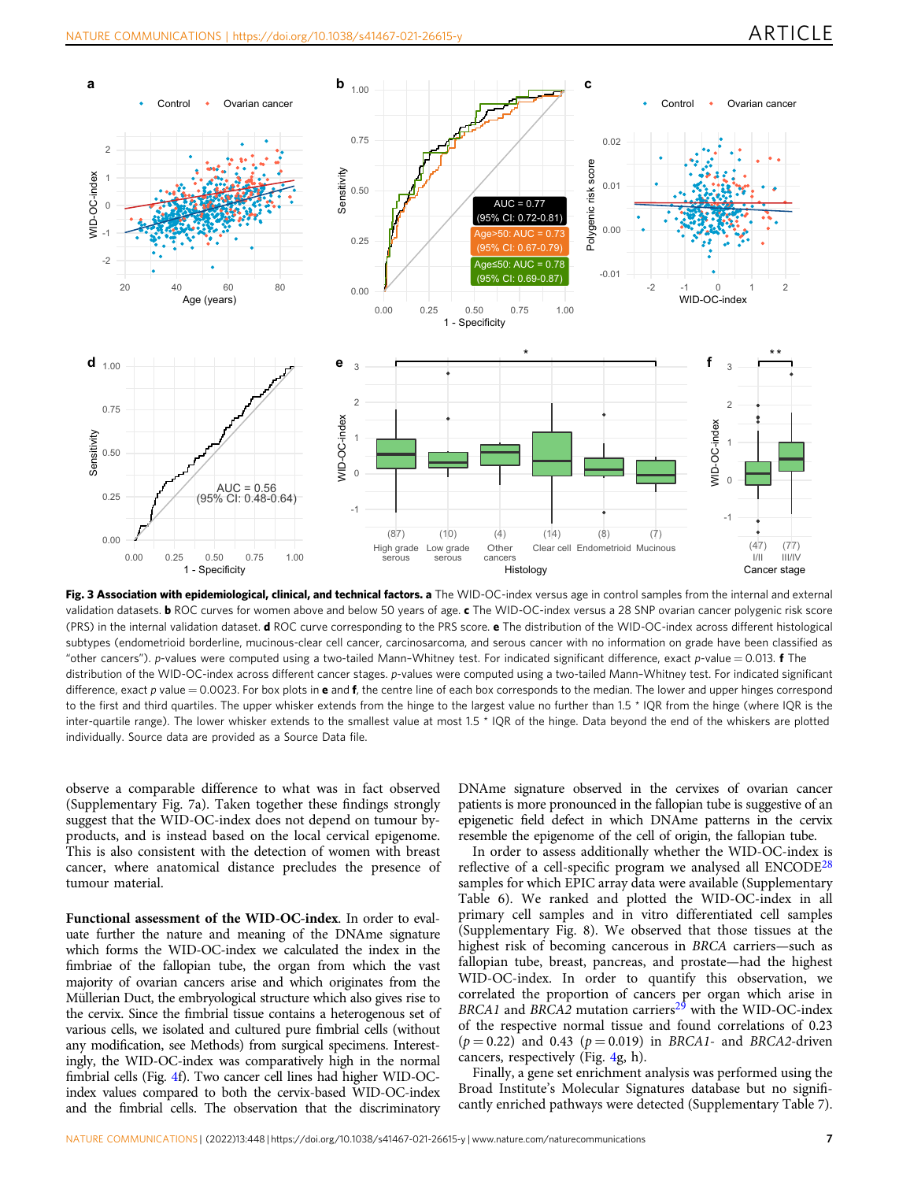**Fig. 3 Association with epidemiological, clinical, and technical factors. a** The WID-OC-index versus age in control samples from the internal and external validation datasets. **b** ROC curves for women above and below 50 years of age. **c** The WID-OC-index versus a 28 SNP ovarian cancer polygenic risk score (PRS) in the internal validation dataset. **d** ROC curve corresponding to the PRS score. **e** The distribution of the WID-OC-index across different histological subtypes (endometrioid borderline, mucinous-clear cell cancer, carcinosarcoma, and serous cancer with no information on grade have been classified as "other cancers"). *p*-values were computed using a two-tailed Mann–Whitney test. For indicated significant difference, exact *p*-value = 0.013. **f** The distribution of the WID-OC-index across different cancer stages. *p*-values were computed using a two-tailed Mann–Whitney test. For indicated significant difference, exact *p* value = 0.0023. For box plots in **e** and **f**, the centre line of each box corresponds to the median. The lower and upper hinges correspond to the first and third quartiles. The upper whisker extends from the hinge to the largest value no further than 1.5 * IQR from the hinge (where IQR is the inter-quartile range). The lower whisker extends to the smallest value at most 1.5 * IQR of the hinge. Data beyond the end of the whiskers are plotted individually. Source data are provided as a Source Data file.

observe a comparable difference to what was in fact observed (Supplementary Fig. 7a). Taken together these findings strongly suggest that the WID-OC-index does not depend on tumour by-products, and is instead based on the local cervical epigenome. This is also consistent with the detection of women with breast cancer, where anatomical distance precludes the presence of tumour material.

**Functional assessment of the WID-OC-index**. In order to evaluate further the nature and meaning of the DNAme signature which forms the WID-OC-index we calculated the index in the fimbriae of the fallopian tube, the organ from which the vast majority of ovarian cancers arise and which originates from the Müllerian Duct, the embryological structure which also gives rise to the cervix. Since the fimbrial tissue contains a heterogenous set of various cells, we isolated and cultured pure fimbrial cells (without any modification, see Methods) from surgical specimens. Interestingly, the WID-OC-index was comparatively high in the normal fimbrial cells (Fig. 4f). Two cancer cell lines had higher WID-OC-index values compared to both the cervix-based WID-OC-index and the fimbrial cells. The observation that the discriminatory DNAme signature observed in the cervixes of ovarian cancer patients is more pronounced in the fallopian tube is suggestive of an epigenetic field defect in which DNAme patterns in the cervix resemble the epigenome of the cell of origin, the fallopian tube.

In order to assess additionally whether the WID-OC-index is reflective of a cell-specific program we analysed all ENCODE[28] samples for which EPIC array data were available (Supplementary Table 6). We ranked and plotted the WID-OC-index in all primary cell samples and in vitro differentiated cell samples (Supplementary Fig. 8). We observed that those tissues at the highest risk of becoming cancerous in *BRCA* carriers—such as fallopian tube, breast, pancreas, and prostate—had the highest WID-OC-index. In order to quantify this observation, we correlated the proportion of cancers per organ which arise in *BRCA1* and *BRCA2* mutation carriers[29] with the WID-OC-index of the respective normal tissue and found correlations of 0.23 ($p = 0.22$) and 0.43 ($p = 0.019$) in *BRCA1*- and *BRCA2*-driven cancers, respectively (Fig. 4g, h).

Finally, a gene set enrichment analysis was performed using the Broad Institute's Molecular Signatures database but no significantly enriched pathways were detected (Supplementary Table 7).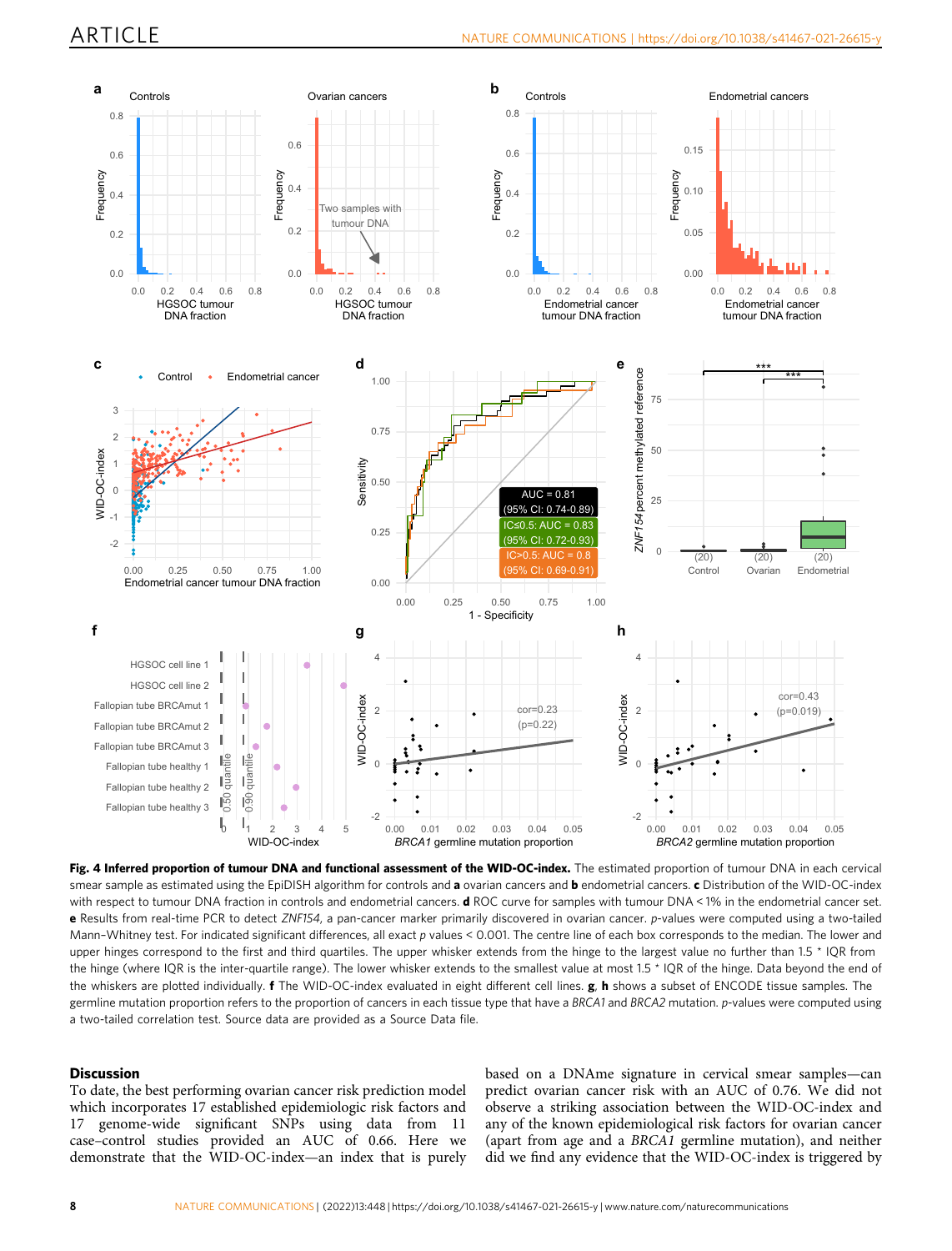**Fig. 4 Inferred proportion of tumour DNA and functional assessment of the WID-OC-index.** The estimated proportion of tumour DNA in each cervical smear sample as estimated using the EpiDISH algorithm for controls and **a** ovarian cancers and **b** endometrial cancers. **c** Distribution of the WID-OC-index with respect to tumour DNA fraction in controls and endometrial cancers. **d** ROC curve for samples with tumour DNA < 1% in the endometrial cancer set. **e** Results from real-time PCR to detect *ZNF154*, a pan-cancer marker primarily discovered in ovarian cancer. *p*-values were computed using a two-tailed Mann–Whitney test. For indicated significant differences, all exact *p* values < 0.001. The centre line of each box corresponds to the median. The lower and upper hinges correspond to the first and third quartiles. The upper whisker extends from the hinge to the largest value no further than 1.5 * IQR from the hinge (where IQR is the inter-quartile range). The lower whisker extends to the smallest value at most 1.5 * IQR of the hinge. Data beyond the end of the whiskers are plotted individually. **f** The WID-OC-index evaluated in eight different cell lines. **g**, **h** shows a subset of ENCODE tissue samples. The germline mutation proportion refers to the proportion of cancers in each tissue type that have a *BRCA1* and *BRCA2* mutation. *p*-values were computed using a two-tailed correlation test. Source data are provided as a Source Data file.

## Discussion

To date, the best performing ovarian cancer risk prediction model which incorporates 17 established epidemiologic risk factors and 17 genome-wide significant SNPs using data from 11 case–control studies provided an AUC of 0.66. Here we demonstrate that the WID-OC-index—an index that is purely based on a DNAme signature in cervical smear samples—can predict ovarian cancer risk with an AUC of 0.76. We did not observe a striking association between the WID-OC-index and any of the known epidemiological risk factors for ovarian cancer (apart from age and a *BRCA1* germline mutation), and neither did we find any evidence that the WID-OC-index is triggered by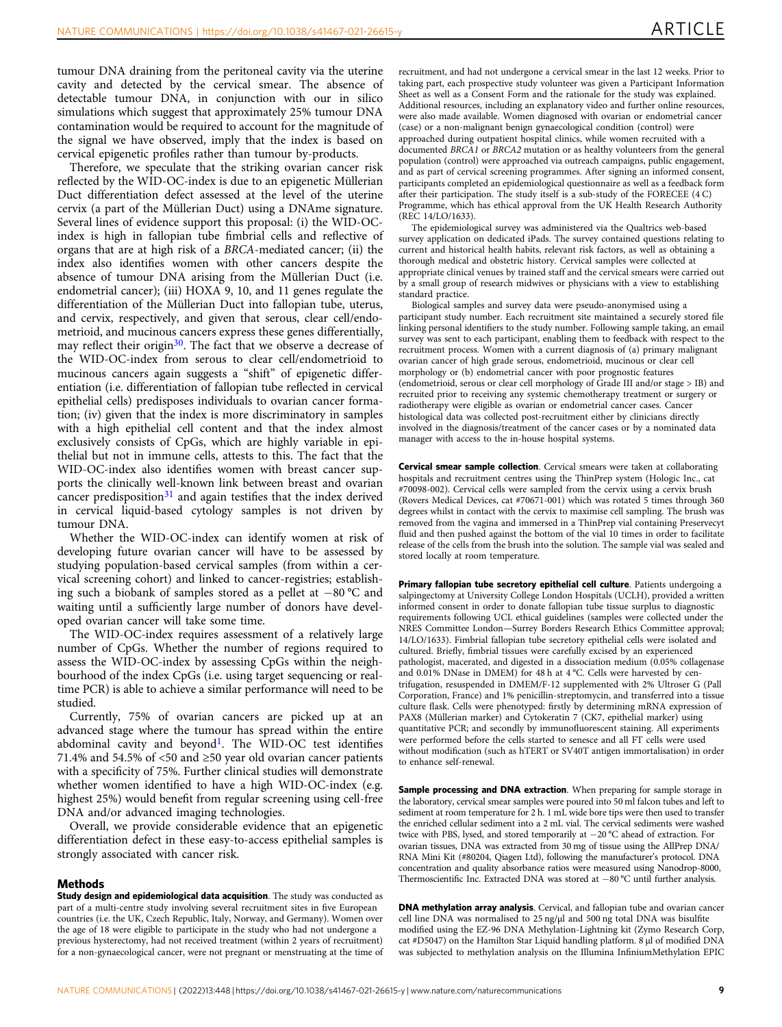tumour DNA draining from the peritoneal cavity via the uterine cavity and detected by the cervical smear. The absence of detectable tumour DNA, in conjunction with our in silico simulations which suggest that approximately 25% tumour DNA contamination would be required to account for the magnitude of the signal we have observed, imply that the index is based on cervical epigenetic profiles rather than tumour by-products.

Therefore, we speculate that the striking ovarian cancer risk reflected by the WID-OC-index is due to an epigenetic Müllerian Duct differentiation defect assessed at the level of the uterine cervix (a part of the Müllerian Duct) using a DNAme signature. Several lines of evidence support this proposal: (i) the WID-OC-index is high in fallopian tube fimbrial cells and reflective of organs that are at high risk of a *BRCA*-mediated cancer; (ii) the index also identifies women with other cancers despite the absence of tumour DNA arising from the Müllerian Duct (i.e. endometrial cancer); (iii) HOXA 9, 10, and 11 genes regulate the differentiation of the Müllerian Duct into fallopian tube, uterus, and cervix, respectively, and given that serous, clear cell/endometrioid, and mucinous cancers express these genes differentially, may reflect their origin[30]. The fact that we observe a decrease of the WID-OC-index from serous to clear cell/endometrioid to mucinous cancers again suggests a "shift" of epigenetic differentiation (i.e. differentiation of fallopian tube reflected in cervical epithelial cells) predisposes individuals to ovarian cancer formation; (iv) given that the index is more discriminatory in samples with a high epithelial cell content and that the index almost exclusively consists of CpGs, which are highly variable in epithelial but not in immune cells, attests to this. The fact that the WID-OC-index also identifies women with breast cancer supports the clinically well-known link between breast and ovarian cancer predisposition[31] and again testifies that the index derived in cervical liquid-based cytology samples is not driven by tumour DNA.

Whether the WID-OC-index can identify women at risk of developing future ovarian cancer will have to be assessed by studying population-based cervical samples (from within a cervical screening cohort) and linked to cancer-registries; establishing such a biobank of samples stored as a pellet at −80 °C and waiting until a sufficiently large number of donors have developed ovarian cancer will take some time.

The WID-OC-index requires assessment of a relatively large number of CpGs. Whether the number of regions required to assess the WID-OC-index by assessing CpGs within the neighbourhood of the index CpGs (i.e. using target sequencing or real-time PCR) is able to achieve a similar performance will need to be studied.

Currently, 75% of ovarian cancers are picked up at an advanced stage where the tumour has spread within the entire abdominal cavity and beyond[1]. The WID-OC test identifies 71.4% and 54.5% of <50 and ≥50 year old ovarian cancer patients with a specificity of 75%. Further clinical studies will demonstrate whether women identified to have a high WID-OC-index (e.g. highest 25%) would benefit from regular screening using cell-free DNA and/or advanced imaging technologies.

Overall, we provide considerable evidence that an epigenetic differentiation defect in these easy-to-access epithelial samples is strongly associated with cancer risk.

## Methods

**Study design and epidemiological data acquisition**. The study was conducted as part of a multi-centre study involving several recruitment sites in five European countries (i.e. the UK, Czech Republic, Italy, Norway, and Germany). Women over the age of 18 were eligible to participate in the study who had not undergone a previous hysterectomy, had not received treatment (within 2 years of recruitment) for a non-gynaecological cancer, were not pregnant or menstruating at the time of recruitment, and had not undergone a cervical smear in the last 12 weeks. Prior to taking part, each prospective study volunteer was given a Participant Information Sheet as well as a Consent Form and the rationale for the study was explained. Additional resources, including an explanatory video and further online resources, were also made available. Women diagnosed with ovarian or endometrial cancer (case) or a non-malignant benign gynaecological condition (control) were approached during outpatient hospital clinics, while women recruited with a documented *BRCA1* or *BRCA2* mutation or as healthy volunteers from the general population (control) were approached via outreach campaigns, public engagement, and as part of cervical screening programmes. After signing an informed consent, participants completed an epidemiological questionnaire as well as a feedback form after their participation. The study itself is a sub-study of the FORECEE (4 C) Programme, which has ethical approval from the UK Health Research Authority (REC 14/LO/1633).

The epidemiological survey was administered via the Qualtrics web-based survey application on dedicated iPads. The survey contained questions relating to current and historical health habits, relevant risk factors, as well as obtaining a thorough medical and obstetric history. Cervical samples were collected at appropriate clinical venues by trained staff and the cervical smears were carried out by a small group of research midwives or physicians with a view to establishing standard practice.

Biological samples and survey data were pseudo-anonymised using a participant study number. Each recruitment site maintained a securely stored file linking personal identifiers to the study number. Following sample taking, an email survey was sent to each participant, enabling them to feedback with respect to the recruitment process. Women with a current diagnosis of (a) primary malignant ovarian cancer of high grade serous, endometrioid, mucinous or clear cell morphology or (b) endometrial cancer with poor prognostic features (endometrioid, serous or clear cell morphology of Grade III and/or stage > IB) and recruited prior to receiving any systemic chemotherapy treatment or surgery or radiotherapy were eligible as ovarian or endometrial cancer cases. Cancer histological data was collected post-recruitment either by clinicians directly involved in the diagnosis/treatment of the cancer cases or by a nominated data manager with access to the in-house hospital systems.

**Cervical smear sample collection**. Cervical smears were taken at collaborating hospitals and recruitment centres using the ThinPrep system (Hologic Inc., cat #70098-002). Cervical cells were sampled from the cervix using a cervix brush (Rovers Medical Devices, cat #70671-001) which was rotated 5 times through 360 degrees whilst in contact with the cervix to maximise cell sampling. The brush was removed from the vagina and immersed in a ThinPrep vial containing Preservecyt fluid and then pushed against the bottom of the vial 10 times in order to facilitate release of the cells from the brush into the solution. The sample vial was sealed and stored locally at room temperature.

**Primary fallopian tube secretory epithelial cell culture**. Patients undergoing a salpingectomy at University College London Hospitals (UCLH), provided a written informed consent in order to donate fallopian tube tissue surplus to diagnostic requirements following UCL ethical guidelines (samples were collected under the NRES Committee London—Surrey Borders Research Ethics Committee approval; 14/LO/1633). Fimbrial fallopian tube secretory epithelial cells were isolated and cultured. Briefly, fimbrial tissues were carefully excised by an experienced pathologist, macerated, and digested in a dissociation medium (0.05% collagenase and 0.01% DNase in DMEM) for 48 h at 4 °C. Cells were harvested by centrifugation, resuspended in DMEM/F-12 supplemented with 2% Ultroser G (Pall Corporation, France) and 1% penicillin-streptomycin, and transferred into a tissue culture flask. Cells were phenotyped: firstly by determining mRNA expression of PAX8 (Müllerian marker) and Cytokeratin 7 (CK7, epithelial marker) using quantitative PCR; and secondly by immunofluorescent staining. All experiments were performed before the cells started to senesce and all FT cells were used without modification (such as hTERT or SV40T antigen immortalisation) in order to enhance self-renewal.

**Sample processing and DNA extraction**. When preparing for sample storage in the laboratory, cervical smear samples were poured into 50 ml falcon tubes and left to sediment at room temperature for 2 h. 1 mL wide bore tips were then used to transfer the enriched cellular sediment into a 2 mL vial. The cervical sediments were washed twice with PBS, lysed, and stored temporarily at −20 °C ahead of extraction. For ovarian tissues, DNA was extracted from 30 mg of tissue using the AllPrep DNA/RNA Mini Kit (#80204, Qiagen Ltd), following the manufacturer's protocol. DNA concentration and quality absorbance ratios were measured using Nanodrop-8000, Thermoscientific Inc. Extracted DNA was stored at −80 °C until further analysis.

**DNA methylation array analysis**. Cervical, and fallopian tube and ovarian cancer cell line DNA was normalised to 25 ng/μl and 500 ng total DNA was bisulfite modified using the EZ-96 DNA Methylation-Lightning kit (Zymo Research Corp, cat #D5047) on the Hamilton Star Liquid handling platform. 8 μl of modified DNA was subjected to methylation analysis on the Illumina InfiniumMethylation EPIC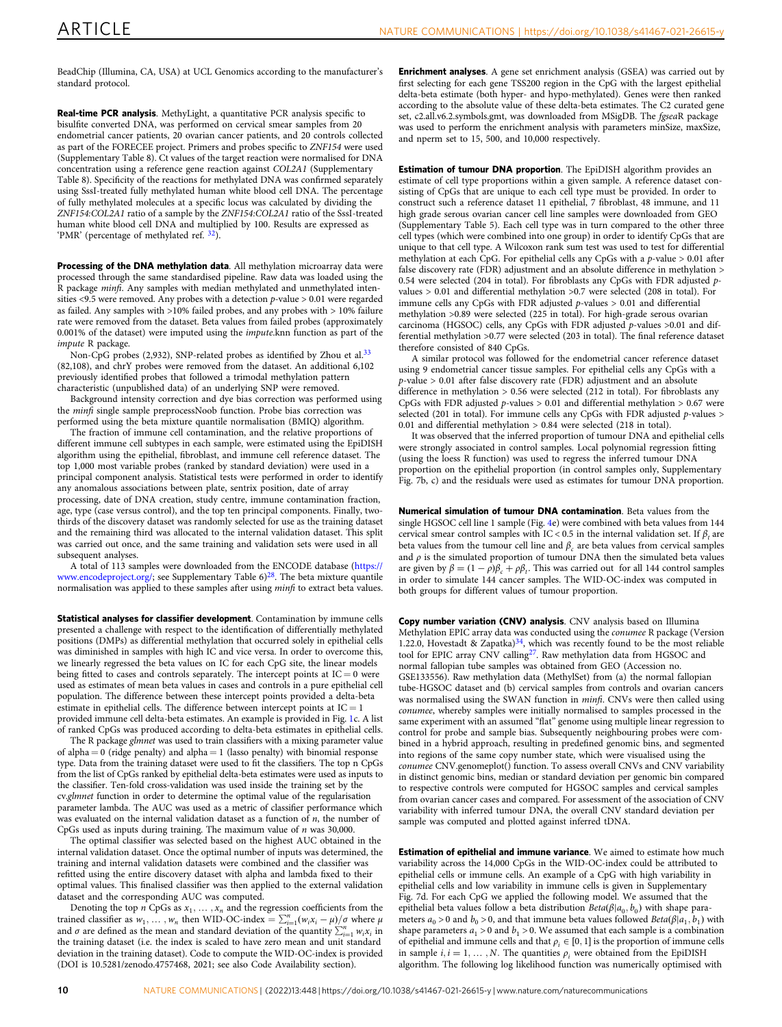BeadChip (Illumina, CA, USA) at UCL Genomics according to the manufacturer's standard protocol.

**Real-time PCR analysis**. MethyLight, a quantitative PCR analysis specific to bisulfite converted DNA, was performed on cervical smear samples from 20 endometrial cancer patients, 20 ovarian cancer patients, and 20 controls collected as part of the FORECEE project. Primers and probes specific to *ZNF154* were used (Supplementary Table 8). Ct values of the target reaction were normalised for DNA concentration using a reference gene reaction against *COL2A1* (Supplementary Table 8). Specificity of the reactions for methylated DNA was confirmed separately using SssI-treated fully methylated human white blood cell DNA. The percentage of fully methylated molecules at a specific locus was calculated by dividing the *ZNF154*:*COL2A1* ratio of a sample by the *ZNF154*:*COL2A1* ratio of the SssI-treated human white blood cell DNA and multiplied by 100. Results are expressed as 'PMR' (percentage of methylated ref. [32]).

**Processing of the DNA methylation data**. All methylation microarray data were processed through the same standardised pipeline. Raw data was loaded using the R package *minfi*. Any samples with median methylated and unmethylated intensities <9.5 were removed. Any probes with a detection *p*-value > 0.01 were regarded as failed. Any samples with >10% failed probes, and any probes with > 10% failure rate were removed from the dataset. Beta values from failed probes (approximately 0.001% of the dataset) were imputed using the *impute*.knn function as part of the *impute* R package.

Non-CpG probes (2,932), SNP-related probes as identified by Zhou et al.[33] (82,108), and chrY probes were removed from the dataset. An additional 6,102 previously identified probes that followed a trimodal methylation pattern characteristic (unpublished data) of an underlying SNP were removed.

Background intensity correction and dye bias correction was performed using the *minfi* single sample preprocessNoob function. Probe bias correction was performed using the beta mixture quantile normalisation (BMIQ) algorithm.

The fraction of immune cell contamination, and the relative proportions of different immune cell subtypes in each sample, were estimated using the EpiDISH algorithm using the epithelial, fibroblast, and immune cell reference dataset. The top 1,000 most variable probes (ranked by standard deviation) were used in a principal component analysis. Statistical tests were performed in order to identify any anomalous associations between plate, sentrix position, date of array processing, date of DNA creation, study centre, immune contamination fraction, age, type (case versus control), and the top ten principal components. Finally, two-thirds of the discovery dataset was randomly selected for use as the training dataset and the remaining third was allocated to the internal validation dataset. This split was carried out once, and the same training and validation sets were used in all subsequent analyses.

A total of 113 samples were downloaded from the ENCODE database (https://www.encodeproject.org/; see Supplementary Table 6)[28]. The beta mixture quantile normalisation was applied to these samples after using *minfi* to extract beta values.

**Statistical analyses for classifier development**. Contamination by immune cells presented a challenge with respect to the identification of differentially methylated positions (DMPs) as differential methylation that occurred solely in epithelial cells was diminished in samples with high IC and vice versa. In order to overcome this, we linearly regressed the beta values on IC for each CpG site, the linear models being fitted to cases and controls separately. The intercept points at $IC = 0$ were used as estimates of mean beta values in cases and controls in a pure epithelial cell population. The difference between these intercept points provided a delta-beta estimate in epithelial cells. The difference between intercept points at $IC = 1$ provided immune cell delta-beta estimates. An example is provided in Fig. 1c. A list of ranked CpGs was produced according to delta-beta estimates in epithelial cells.

The R package *glmnet* was used to train classifiers with a mixing parameter value of $\alpha = 0$ (ridge penalty) and $\alpha = 1$ (lasso penalty) with binomial response type. Data from the training dataset were used to fit the classifiers. The top n CpGs from the list of CpGs ranked by epithelial delta-beta estimates were used as inputs to the classifier. Ten-fold cross-validation was used inside the training set by the cv.*glmnet* function in order to determine the optimal value of the regularisation parameter lambda. The AUC was used as a metric of classifier performance which was evaluated on the internal validation dataset as a function of *n*, the number of CpGs used as inputs during training. The maximum value of *n* was 30,000.

The optimal classifier was selected based on the highest AUC obtained in the internal validation dataset. Once the optimal number of inputs was determined, the training and internal validation datasets were combined and the classifier was refitted using the entire discovery dataset with alpha and lambda fixed to their optimal values. This finalised classifier was then applied to the external validation dataset and the corresponding AUC was computed.

Denoting the top *n* CpGs as $x_1, \ldots, x_n$ and the regression coefficients from the trained classifier as $w_1, \ldots, w_n$ then WID-OC-index $= \sum_{i=1}^{n}(w_i x_i - \mu)/\sigma$ where $\mu$ and $\sigma$ are defined as the mean and standard deviation of the quantity $\sum_{i=1}^{n} w_i x_i$ in the training dataset (i.e. the index is scaled to have zero mean and unit standard deviation in the training dataset). Code to compute the WID-OC-index is provided (DOI is 10.5281/zenodo.4757468, 2021; see also Code Availability section).

**Enrichment analyses**. A gene set enrichment analysis (GSEA) was carried out by first selecting for each gene TSS200 region in the CpG with the largest epithelial delta-beta estimate (both hyper- and hypo-methylated). Genes were then ranked according to the absolute value of these delta-beta estimates. The C2 curated gene set, c2.all.v6.2.symbols.gmt, was downloaded from MSigDB. The *fgsea*R package was used to perform the enrichment analysis with parameters minSize, maxSize, and nperm set to 15, 500, and 10,000 respectively.

**Estimation of tumour DNA proportion**. The EpiDISH algorithm provides an estimate of cell type proportions within a given sample. A reference dataset consisting of CpGs that are unique to each cell type must be provided. In order to construct such a reference dataset 11 epithelial, 7 fibroblast, 48 immune, and 11 high grade serous ovarian cancer cell line samples were downloaded from GEO (Supplementary Table 5). Each cell type was in turn compared to the other three cell types (which were combined into one group) in order to identify CpGs that are unique to that cell type. A Wilcoxon rank sum test was used to test for differential methylation at each CpG. For epithelial cells any CpGs with a *p*-value > 0.01 after false discovery rate (FDR) adjustment and an absolute difference in methylation > 0.54 were selected (204 in total). For fibroblasts any CpGs with FDR adjusted *p*-values > 0.01 and differential methylation >0.7 were selected (208 in total). For immune cells any CpGs with FDR adjusted *p*-values > 0.01 and differential methylation >0.89 were selected (225 in total). For high-grade serous ovarian carcinoma (HGSOC) cells, any CpGs with FDR adjusted *p*-values >0.01 and differential methylation >0.77 were selected (203 in total). The final reference dataset therefore consisted of 840 CpGs.

A similar protocol was followed for the endometrial cancer reference dataset using 9 endometrial cancer tissue samples. For epithelial cells any CpGs with a *p*-value > 0.01 after false discovery rate (FDR) adjustment and an absolute difference in methylation > 0.56 were selected (212 in total). For fibroblasts any CpGs with FDR adjusted *p*-values > 0.01 and differential methylation > 0.67 were selected (201 in total). For immune cells any CpGs with FDR adjusted *p*-values > 0.01 and differential methylation > 0.84 were selected (218 in total).

It was observed that the inferred proportion of tumour DNA and epithelial cells were strongly associated in control samples. Local polynomial regression fitting (using the loess R function) was used to regress the inferred tumour DNA proportion on the epithelial proportion (in control samples only, Supplementary Fig. 7b, c) and the residuals were used as estimates for tumour DNA proportion.

**Numerical simulation of tumour DNA contamination**. Beta values from the single HGSOC cell line 1 sample (Fig. 4e) were combined with beta values from 144 cervical smear control samples with $IC < 0.5$ in the internal validation set. If $\beta_t$ are beta values from the tumour cell line and $\beta_c$ are beta values from cervical samples and $\rho$ is the simulated proportion of tumour DNA then the simulated beta values are given by $\beta = (1 - \rho)\beta_c + \rho\beta_t$. This was carried out for all 144 control samples in order to simulate 144 cancer samples. The WID-OC-index was computed in both groups for different values of tumour proportion.

**Copy number variation (CNV) analysis**. CNV analysis based on Illumina Methylation EPIC array data was conducted using the *conumee* R package (Version 1.22.0, Hovestadt & Zapatka)[34], which was recently found to be the most reliable tool for EPIC array CNV calling[27]. Raw methylation data from HGSOC and normal fallopian tube samples was obtained from GEO (Accession no. GSE133556). Raw methylation data (MethylSet) from (a) the normal fallopian tube-HGSOC dataset and (b) cervical samples from controls and ovarian cancers was normalised using the SWAN function in *minfi*. CNVs were then called using *conumee*, whereby samples were initially normalised to samples processed in the same experiment with an assumed "flat" genome using multiple linear regression to control for probe and sample bias. Subsequently neighbouring probes were combined in a hybrid approach, resulting in predefined genomic bins, and segmented into regions of the same copy number state, which were visualised using the *conumee* CNV.genomeplot() function. To assess overall CNVs and CNV variability in distinct genomic bins, median or standard deviation per genomic bin compared to respective controls were computed for HGSOC samples and cervical samples from ovarian cancer cases and compared. For assessment of the association of CNV variability with inferred tumour DNA, the overall CNV standard deviation per sample was computed and plotted against inferred tDNA.

**Estimation of epithelial and immune variance**. We aimed to estimate how much variability across the 14,000 CpGs in the WID-OC-index could be attributed to epithelial cells or immune cells. An example of a CpG with high variability in epithelial cells and low variability in immune cells is given in Supplementary Fig. 7d. For each CpG we applied the following model. We assumed that the epithelial beta values follow a beta distribution $Beta(\beta|a_0, b_0)$ with shape parameters $a_0 > 0$ and $b_0 > 0$, and that immune beta values followed $Beta(\beta|a_1, b_1)$ with shape parameters $a_1 > 0$ and $b_1 > 0$. We assumed that each sample is a combination of epithelial and immune cells and that $\rho_i \in [0, 1]$ is the proportion of immune cells in sample $i, i = 1, \ldots, N$. The quantities $\rho_i$ were obtained from the EpiDISH algorithm. The following log likelihood function was numerically optimised with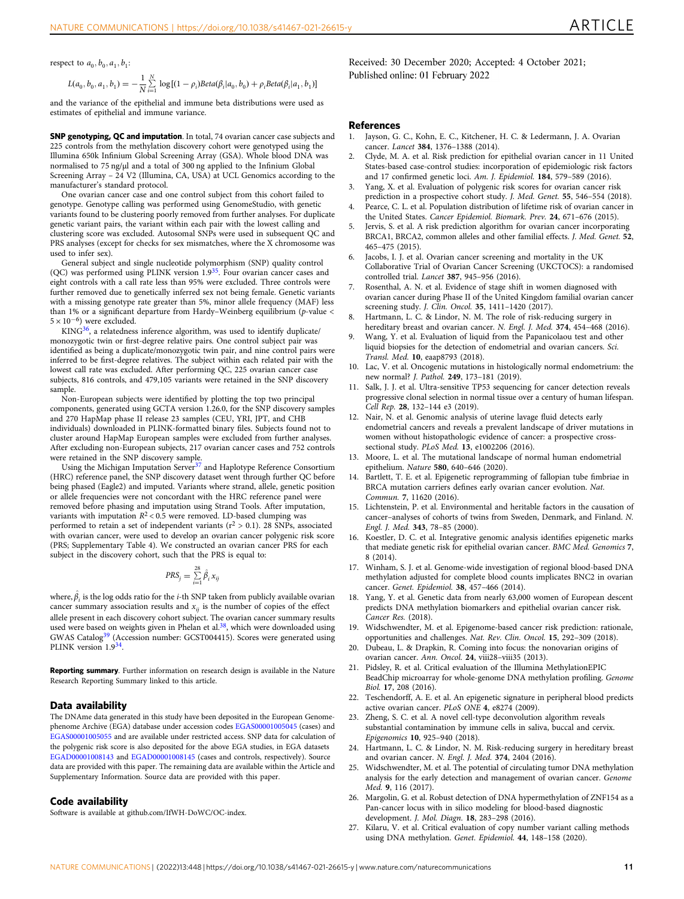respect to $a_0, b_0, a_1, b_1$:

$$L(a_0, b_0, a_1, b_1) = -\frac{1}{N}\sum_{i=1}^{N} \log[(1-\rho_i)Beta(\beta_i|a_0, b_0) + \rho_i Beta(\beta_i|a_1, b_1)]$$

and the variance of the epithelial and immune beta distributions were used as estimates of epithelial and immune variance.

**SNP genotyping, QC and imputation**. In total, 74 ovarian cancer case subjects and 225 controls from the methylation discovery cohort were genotyped using the Illumina 650k Infinium Global Screening Array (GSA). Whole blood DNA was normalised to 75 ng/μl and a total of 300 ng applied to the Infinium Global Screening Array – 24 V2 (Illumina, CA, USA) at UCL Genomics according to the manufacturer's standard protocol.

One ovarian cancer case and one control subject from this cohort failed to genotype. Genotype calling was performed using GenomeStudio, with genetic variants found to be clustering poorly removed from further analyses. For duplicate genetic variant pairs, the variant within each pair with the lowest calling and clustering score was excluded. Autosomal SNPs were used in subsequent QC and PRS analyses (except for checks for sex mismatches, where the X chromosome was used to infer sex).

General subject and single nucleotide polymorphism (SNP) quality control (QC) was performed using PLINK version 1.9[35]. Four ovarian cancer cases and eight controls with a call rate less than 95% were excluded. Three controls were further removed due to genetically inferred sex not being female. Genetic variants with a missing genotype rate greater than 5%, minor allele frequency (MAF) less than 1% or a significant departure from Hardy–Weinberg equilibrium ($p$-value < $5 \times 10^{-6}$) were excluded.

KING[36], a relatedness inference algorithm, was used to identify duplicate/monozygotic twin or first-degree relative pairs. One control subject pair was identified as being a duplicate/monozygotic twin pair, and nine control pairs were inferred to be first-degree relatives. The subject within each related pair with the lowest call rate was excluded. After performing QC, 225 ovarian cancer case subjects, 816 controls, and 479,105 variants were retained in the SNP discovery sample.

Non-European subjects were identified by plotting the top two principal components, generated using GCTA version 1.26.0, for the SNP discovery samples and 270 HapMap phase II release 23 samples (CEU, YRI, JPT, and CHB individuals) downloaded in PLINK-formatted binary files. Subjects found not to cluster around HapMap European samples were excluded from further analyses. After excluding non-European subjects, 217 ovarian cancer cases and 752 controls were retained in the SNP discovery sample.

Using the Michigan Imputation Server[37] and Haplotype Reference Consortium (HRC) reference panel, the SNP discovery dataset went through further QC before being phased (Eagle2) and imputed. Variants where strand, allele, genetic position or allele frequencies were not concordant with the HRC reference panel were removed before phasing and imputation using Strand Tools. After imputation, variants with imputation $R^2 < 0.5$ were removed. LD-based clumping was performed to retain a set of independent variants ($r^2 > 0.1$). 28 SNPs, associated with ovarian cancer, were used to develop an ovarian cancer polygenic risk score (PRS; Supplementary Table 4). We constructed an ovarian cancer PRS for each subject in the discovery cohort, such that the PRS is equal to:

$$PRS_j = \sum_{i=1}^{28} \hat{\beta}_i x_{ij}$$

where, $\hat{\beta}_i$ is the log odds ratio for the $i$-th SNP taken from publicly available ovarian cancer summary association results and $x_{ij}$ is the number of copies of the effect allele present in each discovery cohort subject. The ovarian cancer summary results used were based on weights given in Phelan et al.[38], which were downloaded using GWAS Catalog[39] (Accession number: GCST004415). Scores were generated using PLINK version 1.9[34].

**Reporting summary**. Further information on research design is available in the Nature Research Reporting Summary linked to this article.

## Data availability

The DNAme data generated in this study have been deposited in the European Genome-phenome Archive (EGA) database under accession codes EGAS00001005045 (cases) and EGAS00001005055 and are available under restricted access. SNP data for calculation of the polygenic risk score is also deposited for the above EGA studies, in EGA datasets EGAD00001008143 and EGAD00001008145 (cases and controls, respectively). Source data are provided with this paper. The remaining data are available within the Article and Supplementary Information. Source data are provided with this paper.

## Code availability

Software is available at github.com/IfWH-DoWC/OC-index.

Received: 30 December 2020; Accepted: 4 October 2021;
Published online: 01 February 2022

## References

1. Jayson, G. C., Kohn, E. C., Kitchener, H. C. & Ledermann, J. A. Ovarian cancer. *Lancet* **384**, 1376–1388 (2014).
2. Clyde, M. A. et al. Risk prediction for epithelial ovarian cancer in 11 United States-based case-control studies: incorporation of epidemiologic risk factors and 17 confirmed genetic loci. *Am. J. Epidemiol.* **184**, 579–589 (2016).
3. Yang, X. et al. Evaluation of polygenic risk scores for ovarian cancer risk prediction in a prospective cohort study. *J. Med. Genet.* **55**, 546–554 (2018).
4. Pearce, C. L. et al. Population distribution of lifetime risk of ovarian cancer in the United States. *Cancer Epidemiol. Biomark. Prev.* **24**, 671–676 (2015).
5. Jervis, S. et al. A risk prediction algorithm for ovarian cancer incorporating BRCA1, BRCA2, common alleles and other familial effects. *J. Med. Genet.* **52**, 465–475 (2015).
6. Jacobs, I. J. et al. Ovarian cancer screening and mortality in the UK Collaborative Trial of Ovarian Cancer Screening (UKCTOCS): a randomised controlled trial. *Lancet* **387**, 945–956 (2016).
7. Rosenthal, A. N. et al. Evidence of stage shift in women diagnosed with ovarian cancer during Phase II of the United Kingdom familial ovarian cancer screening study. *J. Clin. Oncol.* **35**, 1411–1420 (2017).
8. Hartmann, L. C. & Lindor, N. M. The role of risk-reducing surgery in hereditary breast and ovarian cancer. *N. Engl. J. Med.* **374**, 454–468 (2016).
9. Wang, Y. et al. Evaluation of liquid from the Papanicolaou test and other liquid biopsies for the detection of endometrial and ovarian cancers. *Sci. Transl. Med.* **10**, eaap8793 (2018).
10. Lac, V. et al. Oncogenic mutations in histologically normal endometrium: the new normal? *J. Pathol.* **249**, 173–181 (2019).
11. Salk, J. J. et al. Ultra-sensitive TP53 sequencing for cancer detection reveals progressive clonal selection in normal tissue over a century of human lifespan. *Cell Rep.* **28**, 132–144 e3 (2019).
12. Nair, N. et al. Genomic analysis of uterine lavage fluid detects early endometrial cancers and reveals a prevalent landscape of driver mutations in women without histopathologic evidence of cancer: a prospective cross-sectional study. *PLoS Med.* **13**, e1002206 (2016).
13. Moore, L. et al. The mutational landscape of normal human endometrial epithelium. *Nature* **580**, 640–646 (2020).
14. Bartlett, T. E. et al. Epigenetic reprogramming of fallopian tube fimbriae in BRCA mutation carriers defines early ovarian cancer evolution. *Nat. Commun.* **7**, 11620 (2016).
15. Lichtenstein, P. et al. Environmental and heritable factors in the causation of cancer–analyses of cohorts of twins from Sweden, Denmark, and Finland. *N. Engl. J. Med.* **343**, 78–85 (2000).
16. Koestler, D. C. et al. Integrative genomic analysis identifies epigenetic marks that mediate genetic risk for epithelial ovarian cancer. *BMC Med. Genomics* **7**, 8 (2014).
17. Winham, S. J. et al. Genome-wide investigation of regional blood-based DNA methylation adjusted for complete blood counts implicates BNC2 in ovarian cancer. *Genet. Epidemiol.* **38**, 457–466 (2014).
18. Yang, Y. et al. Genetic data from nearly 63,000 women of European descent predicts DNA methylation biomarkers and epithelial ovarian cancer risk. *Cancer Res.* (2018).
19. Widschwendter, M. et al. Epigenome-based cancer risk prediction: rationale, opportunities and challenges. *Nat. Rev. Clin. Oncol.* **15**, 292–309 (2018).
20. Dubeau, L. & Drapkin, R. Coming into focus: the nonovarian origins of ovarian cancer. *Ann. Oncol.* **24**, viii28–viii35 (2013).
21. Pidsley, R. et al. Critical evaluation of the Illumina MethylationEPIC BeadChip microarray for whole-genome DNA methylation profiling. *Genome Biol.* **17**, 208 (2016).
22. Teschendorff, A. E. et al. An epigenetic signature in peripheral blood predicts active ovarian cancer. *PLoS ONE* **4**, e8274 (2009).
23. Zheng, S. C. et al. A novel cell-type deconvolution algorithm reveals substantial contamination by immune cells in saliva, buccal and cervix. *Epigenomics* **10**, 925–940 (2018).
24. Hartmann, L. C. & Lindor, N. M. Risk-reducing surgery in hereditary breast and ovarian cancer. *N. Engl. J. Med.* **374**, 2404 (2016).
25. Widschwendter, M. et al. The potential of circulating tumor DNA methylation analysis for the early detection and management of ovarian cancer. *Genome Med.* **9**, 116 (2017).
26. Margolin, G. et al. Robust detection of DNA hypermethylation of ZNF154 as a Pan-cancer locus with in silico modeling for blood-based diagnostic development. *J. Mol. Diagn.* **18**, 283–298 (2016).
27. Kilaru, V. et al. Critical evaluation of copy number variant calling methods using DNA methylation. *Genet. Epidemiol.* **44**, 148–158 (2020).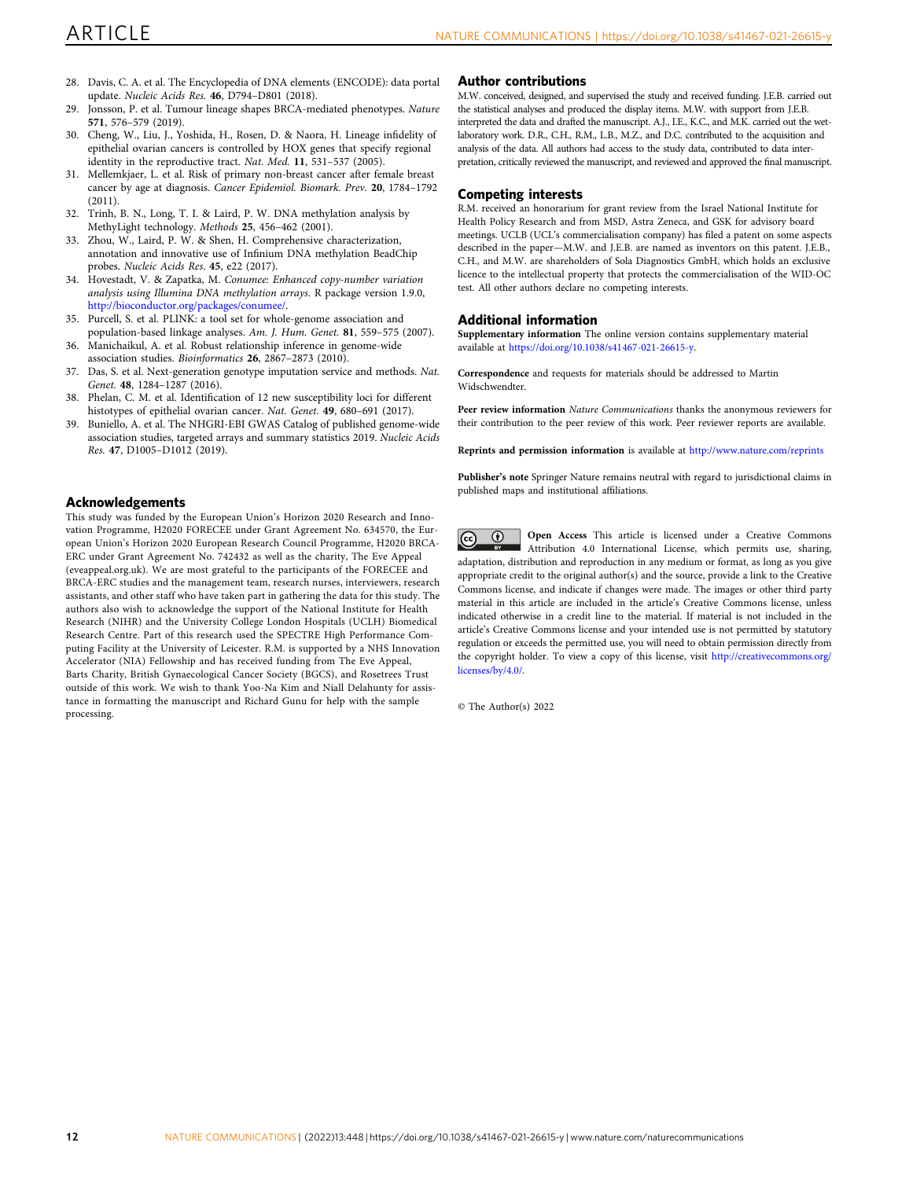28. Davis, C. A. et al. The Encyclopedia of DNA elements (ENCODE): data portal update. *Nucleic Acids Res.* **46**, D794–D801 (2018).
29. Jonsson, P. et al. Tumour lineage shapes BRCA-mediated phenotypes. *Nature* **571**, 576–579 (2019).
30. Cheng, W., Liu, J., Yoshida, H., Rosen, D. & Naora, H. Lineage infidelity of epithelial ovarian cancers is controlled by HOX genes that specify regional identity in the reproductive tract. *Nat. Med.* **11**, 531–537 (2005).
31. Mellemkjaer, L. et al. Risk of primary non-breast cancer after female breast cancer by age at diagnosis. *Cancer Epidemiol. Biomark. Prev.* **20**, 1784–1792 (2011).
32. Trinh, B. N., Long, T. I. & Laird, P. W. DNA methylation analysis by MethyLight technology. *Methods* **25**, 456–462 (2001).
33. Zhou, W., Laird, P. W. & Shen, H. Comprehensive characterization, annotation and innovative use of Infinium DNA methylation BeadChip probes. *Nucleic Acids Res.* **45**, e22 (2017).
34. Hovestadt, V. & Zapatka, M. *Conumee: Enhanced copy-number variation analysis using Illumina DNA methylation arrays.* R package version 1.9.0, http://bioconductor.org/packages/conumee/.
35. Purcell, S. et al. PLINK: a tool set for whole-genome association and population-based linkage analyses. *Am. J. Hum. Genet.* **81**, 559–575 (2007).
36. Manichaikul, A. et al. Robust relationship inference in genome-wide association studies. *Bioinformatics* **26**, 2867–2873 (2010).
37. Das, S. et al. Next-generation genotype imputation service and methods. *Nat. Genet.* **48**, 1284–1287 (2016).
38. Phelan, C. M. et al. Identification of 12 new susceptibility loci for different histotypes of epithelial ovarian cancer. *Nat. Genet.* **49**, 680–691 (2017).
39. Buniello, A. et al. The NHGRI-EBI GWAS Catalog of published genome-wide association studies, targeted arrays and summary statistics 2019. *Nucleic Acids Res.* **47**, D1005–D1012 (2019).

## Acknowledgements

This study was funded by the European Union's Horizon 2020 Research and Innovation Programme, H2020 FORECEE under Grant Agreement No. 634570, the European Union's Horizon 2020 European Research Council Programme, H2020 BRCA-ERC under Grant Agreement No. 742432 as well as the charity, The Eve Appeal (eveappeal.org.uk). We are most grateful to the participants of the FORECEE and BRCA-ERC studies and the management team, research nurses, interviewers, research assistants, and other staff who have taken part in gathering the data for this study. The authors also wish to acknowledge the support of the National Institute for Health Research (NIHR) and the University College London Hospitals (UCLH) Biomedical Research Centre. Part of this research used the SPECTRE High Performance Computing Facility at the University of Leicester. R.M. is supported by a NHS Innovation Accelerator (NIA) Fellowship and has received funding from The Eve Appeal, Barts Charity, British Gynaecological Cancer Society (BGCS), and Rosetrees Trust outside of this work. We wish to thank Yoo-Na Kim and Niall Delahunty for assistance in formatting the manuscript and Richard Gunu for help with the sample processing.

## Author contributions

M.W. conceived, designed, and supervised the study and received funding. J.E.B. carried out the statistical analyses and produced the display items. M.W. with support from J.E.B. interpreted the data and drafted the manuscript. A.J., I.E., K.C., and M.K. carried out the wet-laboratory work. D.R., C.H., R.M., L.B., M.Z., and D.C. contributed to the acquisition and analysis of the data. All authors had access to the study data, contributed to data interpretation, critically reviewed the manuscript, and reviewed and approved the final manuscript.

## Competing interests

R.M. received an honorarium for grant review from the Israel National Institute for Health Policy Research and from MSD, Astra Zeneca, and GSK for advisory board meetings. UCLB (UCL's commercialisation company) has filed a patent on some aspects described in the paper—M.W. and J.E.B. are named as inventors on this patent. J.E.B., C.H., and M.W. are shareholders of Sola Diagnostics GmbH, which holds an exclusive licence to the intellectual property that protects the commercialisation of the WID-OC test. All other authors declare no competing interests.

## Additional information

**Supplementary information** The online version contains supplementary material available at https://doi.org/10.1038/s41467-021-26615-y.

**Correspondence** and requests for materials should be addressed to Martin Widschwendter.

**Peer review information** *Nature Communications* thanks the anonymous reviewers for their contribution to the peer review of this work. Peer reviewer reports are available.

**Reprints and permission information** is available at http://www.nature.com/reprints

**Publisher's note** Springer Nature remains neutral with regard to jurisdictional claims in published maps and institutional affiliations.

**Open Access** This article is licensed under a Creative Commons Attribution 4.0 International License, which permits use, sharing, adaptation, distribution and reproduction in any medium or format, as long as you give appropriate credit to the original author(s) and the source, provide a link to the Creative Commons license, and indicate if changes were made. The images or other third party material in this article are included in the article's Creative Commons license, unless indicated otherwise in a credit line to the material. If material is not included in the article's Creative Commons license and your intended use is not permitted by statutory regulation or exceeds the permitted use, you will need to obtain permission directly from the copyright holder. To view a copy of this license, visit http://creativecommons.org/licenses/by/4.0/.

© The Author(s) 2022